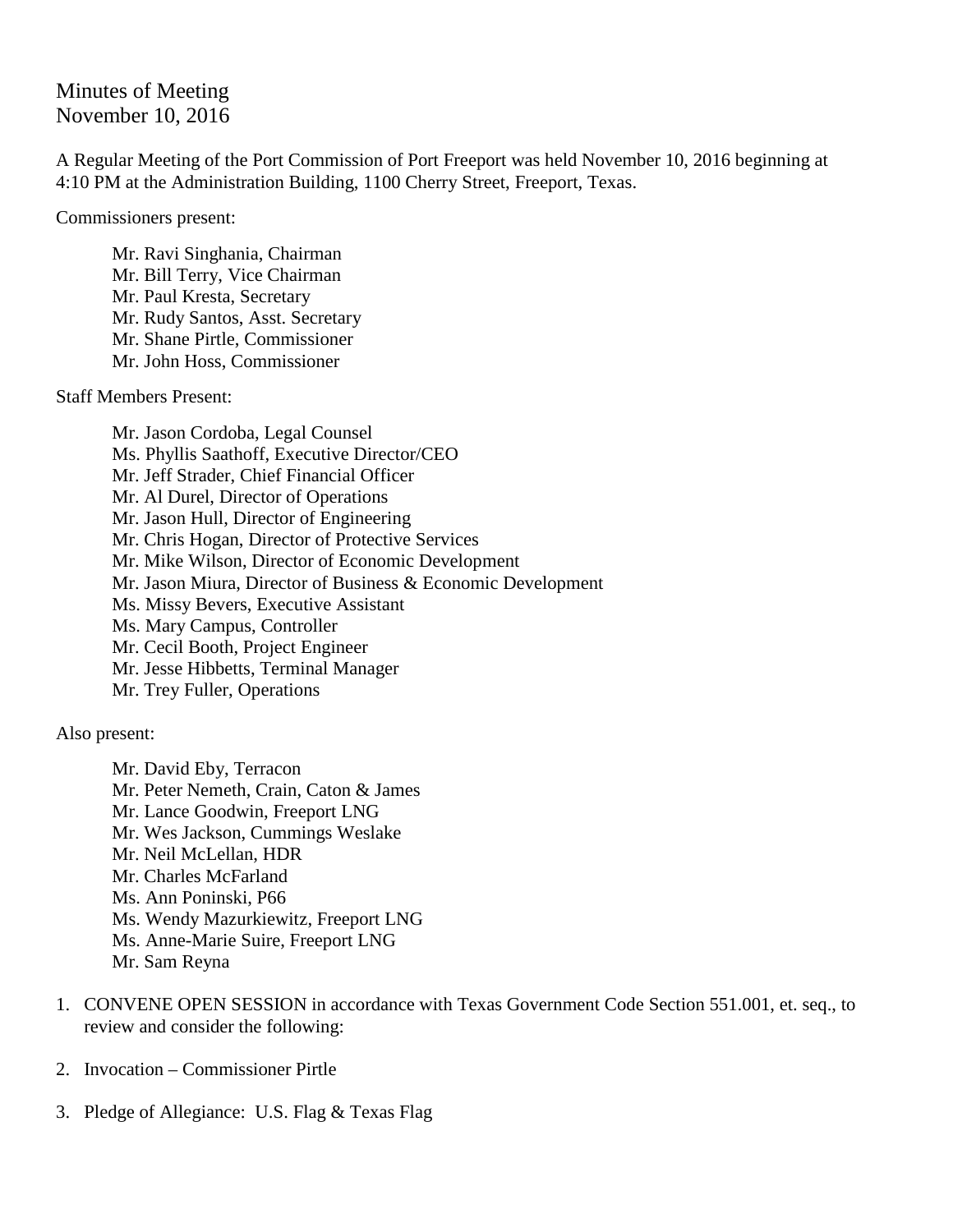# Minutes of Meeting
November 10, 2016

A Regular Meeting of the Port Commission of Port Freeport was held November 10, 2016 beginning at 4:10 PM at the Administration Building, 1100 Cherry Street, Freeport, Texas.

Commissioners present:

- Mr. Ravi Singhania, Chairman
- Mr. Bill Terry, Vice Chairman
- Mr. Paul Kresta, Secretary
- Mr. Rudy Santos, Asst. Secretary
- Mr. Shane Pirtle, Commissioner
- Mr. John Hoss, Commissioner

Staff Members Present:

- Mr. Jason Cordoba, Legal Counsel
- Ms. Phyllis Saathoff, Executive Director/CEO
- Mr. Jeff Strader, Chief Financial Officer
- Mr. Al Durel, Director of Operations
- Mr. Jason Hull, Director of Engineering
- Mr. Chris Hogan, Director of Protective Services
- Mr. Mike Wilson, Director of Economic Development
- Mr. Jason Miura, Director of Business & Economic Development
- Ms. Missy Bevers, Executive Assistant
- Ms. Mary Campus, Controller
- Mr. Cecil Booth, Project Engineer
- Mr. Jesse Hibbetts, Terminal Manager
- Mr. Trey Fuller, Operations

Also present:

- Mr. David Eby, Terracon
- Mr. Peter Nemeth, Crain, Caton & James
- Mr. Lance Goodwin, Freeport LNG
- Mr. Wes Jackson, Cummings Weslake
- Mr. Neil McLellan, HDR
- Mr. Charles McFarland
- Ms. Ann Poninski, P66
- Ms. Wendy Mazurkiewitz, Freeport LNG
- Ms. Anne-Marie Suire, Freeport LNG
- Mr. Sam Reyna

1. CONVENE OPEN SESSION in accordance with Texas Government Code Section 551.001, et. seq., to review and consider the following:

2. Invocation – Commissioner Pirtle

3. Pledge of Allegiance: U.S. Flag & Texas Flag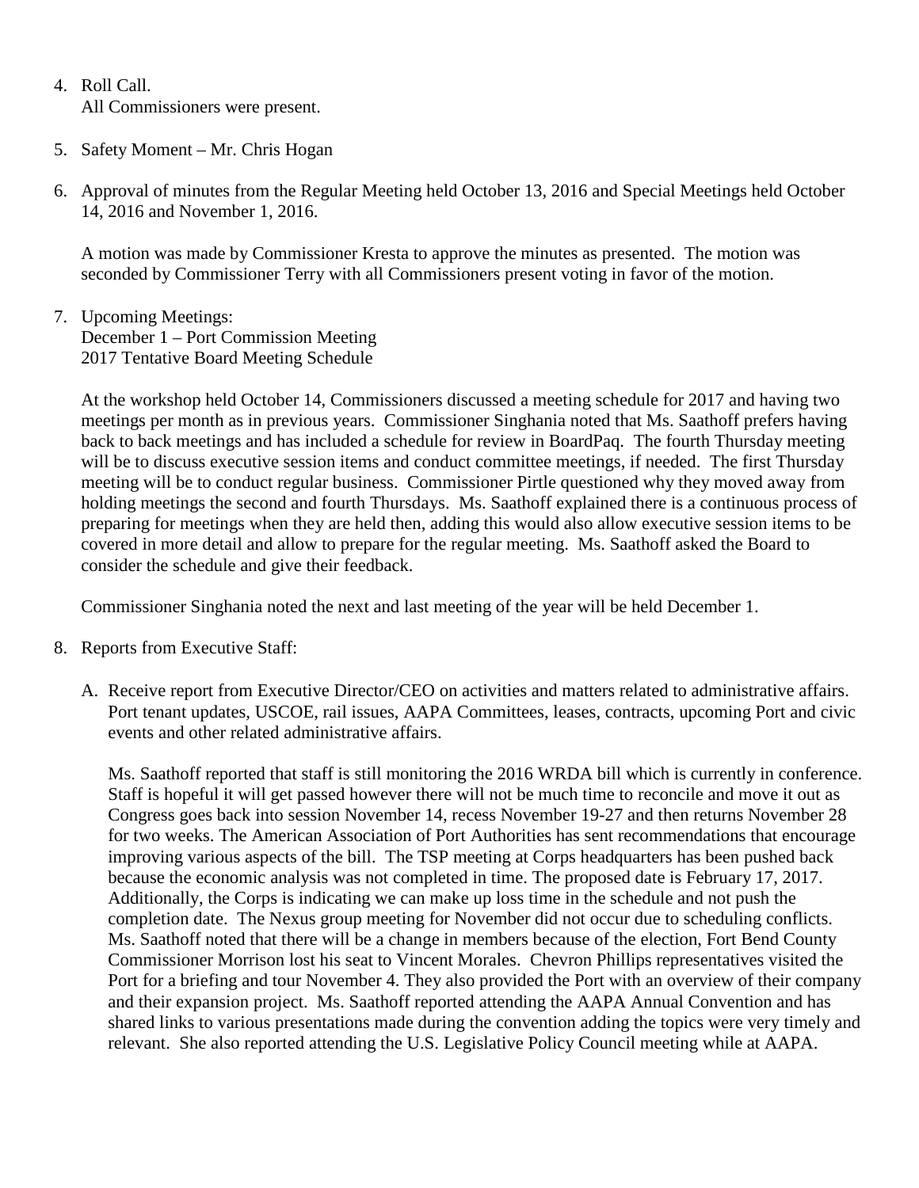4. Roll Call.
   All Commissioners were present.

5. Safety Moment – Mr. Chris Hogan

6. Approval of minutes from the Regular Meeting held October 13, 2016 and Special Meetings held October 14, 2016 and November 1, 2016.

   A motion was made by Commissioner Kresta to approve the minutes as presented. The motion was seconded by Commissioner Terry with all Commissioners present voting in favor of the motion.

7. Upcoming Meetings:
   December 1 – Port Commission Meeting
   2017 Tentative Board Meeting Schedule

   At the workshop held October 14, Commissioners discussed a meeting schedule for 2017 and having two meetings per month as in previous years. Commissioner Singhania noted that Ms. Saathoff prefers having back to back meetings and has included a schedule for review in BoardPaq. The fourth Thursday meeting will be to discuss executive session items and conduct committee meetings, if needed. The first Thursday meeting will be to conduct regular business. Commissioner Pirtle questioned why they moved away from holding meetings the second and fourth Thursdays. Ms. Saathoff explained there is a continuous process of preparing for meetings when they are held then, adding this would also allow executive session items to be covered in more detail and allow to prepare for the regular meeting. Ms. Saathoff asked the Board to consider the schedule and give their feedback.

   Commissioner Singhania noted the next and last meeting of the year will be held December 1.

8. Reports from Executive Staff:

   A. Receive report from Executive Director/CEO on activities and matters related to administrative affairs. Port tenant updates, USCOE, rail issues, AAPA Committees, leases, contracts, upcoming Port and civic events and other related administrative affairs.

      Ms. Saathoff reported that staff is still monitoring the 2016 WRDA bill which is currently in conference. Staff is hopeful it will get passed however there will not be much time to reconcile and move it out as Congress goes back into session November 14, recess November 19-27 and then returns November 28 for two weeks. The American Association of Port Authorities has sent recommendations that encourage improving various aspects of the bill. The TSP meeting at Corps headquarters has been pushed back because the economic analysis was not completed in time. The proposed date is February 17, 2017. Additionally, the Corps is indicating we can make up loss time in the schedule and not push the completion date. The Nexus group meeting for November did not occur due to scheduling conflicts. Ms. Saathoff noted that there will be a change in members because of the election, Fort Bend County Commissioner Morrison lost his seat to Vincent Morales. Chevron Phillips representatives visited the Port for a briefing and tour November 4. They also provided the Port with an overview of their company and their expansion project. Ms. Saathoff reported attending the AAPA Annual Convention and has shared links to various presentations made during the convention adding the topics were very timely and relevant. She also reported attending the U.S. Legislative Policy Council meeting while at AAPA.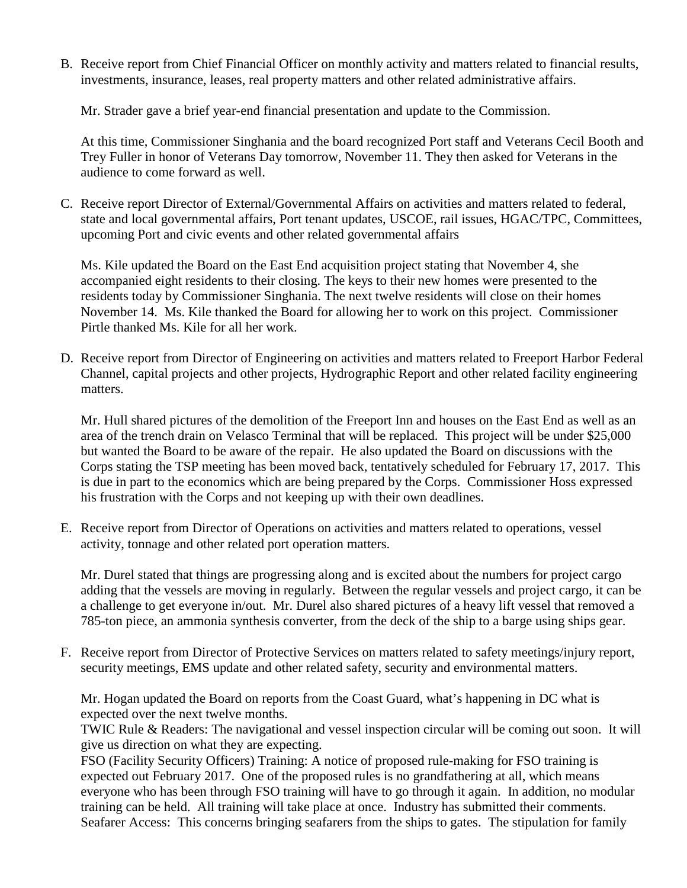B. Receive report from Chief Financial Officer on monthly activity and matters related to financial results, investments, insurance, leases, real property matters and other related administrative affairs.

   Mr. Strader gave a brief year-end financial presentation and update to the Commission.

   At this time, Commissioner Singhania and the board recognized Port staff and Veterans Cecil Booth and Trey Fuller in honor of Veterans Day tomorrow, November 11. They then asked for Veterans in the audience to come forward as well.

C. Receive report Director of External/Governmental Affairs on activities and matters related to federal, state and local governmental affairs, Port tenant updates, USCOE, rail issues, HGAC/TPC, Committees, upcoming Port and civic events and other related governmental affairs

   Ms. Kile updated the Board on the East End acquisition project stating that November 4, she accompanied eight residents to their closing. The keys to their new homes were presented to the residents today by Commissioner Singhania. The next twelve residents will close on their homes November 14. Ms. Kile thanked the Board for allowing her to work on this project. Commissioner Pirtle thanked Ms. Kile for all her work.

D. Receive report from Director of Engineering on activities and matters related to Freeport Harbor Federal Channel, capital projects and other projects, Hydrographic Report and other related facility engineering matters.

   Mr. Hull shared pictures of the demolition of the Freeport Inn and houses on the East End as well as an area of the trench drain on Velasco Terminal that will be replaced. This project will be under $25,000 but wanted the Board to be aware of the repair. He also updated the Board on discussions with the Corps stating the TSP meeting has been moved back, tentatively scheduled for February 17, 2017. This is due in part to the economics which are being prepared by the Corps. Commissioner Hoss expressed his frustration with the Corps and not keeping up with their own deadlines.

E. Receive report from Director of Operations on activities and matters related to operations, vessel activity, tonnage and other related port operation matters.

   Mr. Durel stated that things are progressing along and is excited about the numbers for project cargo adding that the vessels are moving in regularly. Between the regular vessels and project cargo, it can be a challenge to get everyone in/out. Mr. Durel also shared pictures of a heavy lift vessel that removed a 785-ton piece, an ammonia synthesis converter, from the deck of the ship to a barge using ships gear.

F. Receive report from Director of Protective Services on matters related to safety meetings/injury report, security meetings, EMS update and other related safety, security and environmental matters.

   Mr. Hogan updated the Board on reports from the Coast Guard, what's happening in DC what is expected over the next twelve months.
   TWIC Rule & Readers: The navigational and vessel inspection circular will be coming out soon. It will give us direction on what they are expecting.
   FSO (Facility Security Officers) Training: A notice of proposed rule-making for FSO training is expected out February 2017. One of the proposed rules is no grandfathering at all, which means everyone who has been through FSO training will have to go through it again. In addition, no modular training can be held. All training will take place at once. Industry has submitted their comments.
   Seafarer Access: This concerns bringing seafarers from the ships to gates. The stipulation for family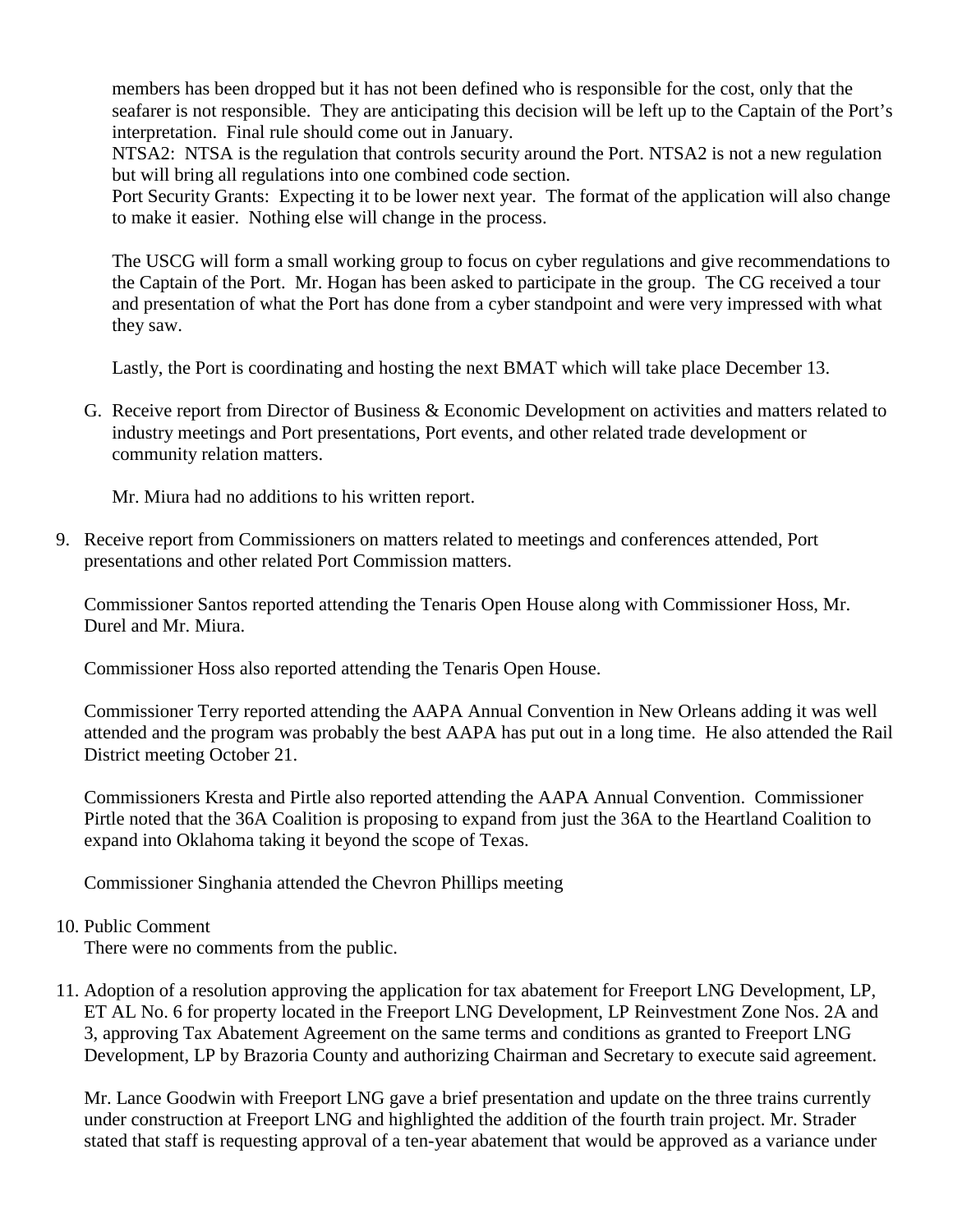members has been dropped but it has not been defined who is responsible for the cost, only that the seafarer is not responsible. They are anticipating this decision will be left up to the Captain of the Port's interpretation. Final rule should come out in January.

NTSA2: NTSA is the regulation that controls security around the Port. NTSA2 is not a new regulation but will bring all regulations into one combined code section.

Port Security Grants: Expecting it to be lower next year. The format of the application will also change to make it easier. Nothing else will change in the process.

The USCG will form a small working group to focus on cyber regulations and give recommendations to the Captain of the Port. Mr. Hogan has been asked to participate in the group. The CG received a tour and presentation of what the Port has done from a cyber standpoint and were very impressed with what they saw.

Lastly, the Port is coordinating and hosting the next BMAT which will take place December 13.

G. Receive report from Director of Business & Economic Development on activities and matters related to industry meetings and Port presentations, Port events, and other related trade development or community relation matters.

   Mr. Miura had no additions to his written report.

9. Receive report from Commissioners on matters related to meetings and conferences attended, Port presentations and other related Port Commission matters.

   Commissioner Santos reported attending the Tenaris Open House along with Commissioner Hoss, Mr. Durel and Mr. Miura.

   Commissioner Hoss also reported attending the Tenaris Open House.

   Commissioner Terry reported attending the AAPA Annual Convention in New Orleans adding it was well attended and the program was probably the best AAPA has put out in a long time. He also attended the Rail District meeting October 21.

   Commissioners Kresta and Pirtle also reported attending the AAPA Annual Convention. Commissioner Pirtle noted that the 36A Coalition is proposing to expand from just the 36A to the Heartland Coalition to expand into Oklahoma taking it beyond the scope of Texas.

   Commissioner Singhania attended the Chevron Phillips meeting

10. Public Comment
    There were no comments from the public.

11. Adoption of a resolution approving the application for tax abatement for Freeport LNG Development, LP, ET AL No. 6 for property located in the Freeport LNG Development, LP Reinvestment Zone Nos. 2A and 3, approving Tax Abatement Agreement on the same terms and conditions as granted to Freeport LNG Development, LP by Brazoria County and authorizing Chairman and Secretary to execute said agreement.

    Mr. Lance Goodwin with Freeport LNG gave a brief presentation and update on the three trains currently under construction at Freeport LNG and highlighted the addition of the fourth train project. Mr. Strader stated that staff is requesting approval of a ten-year abatement that would be approved as a variance under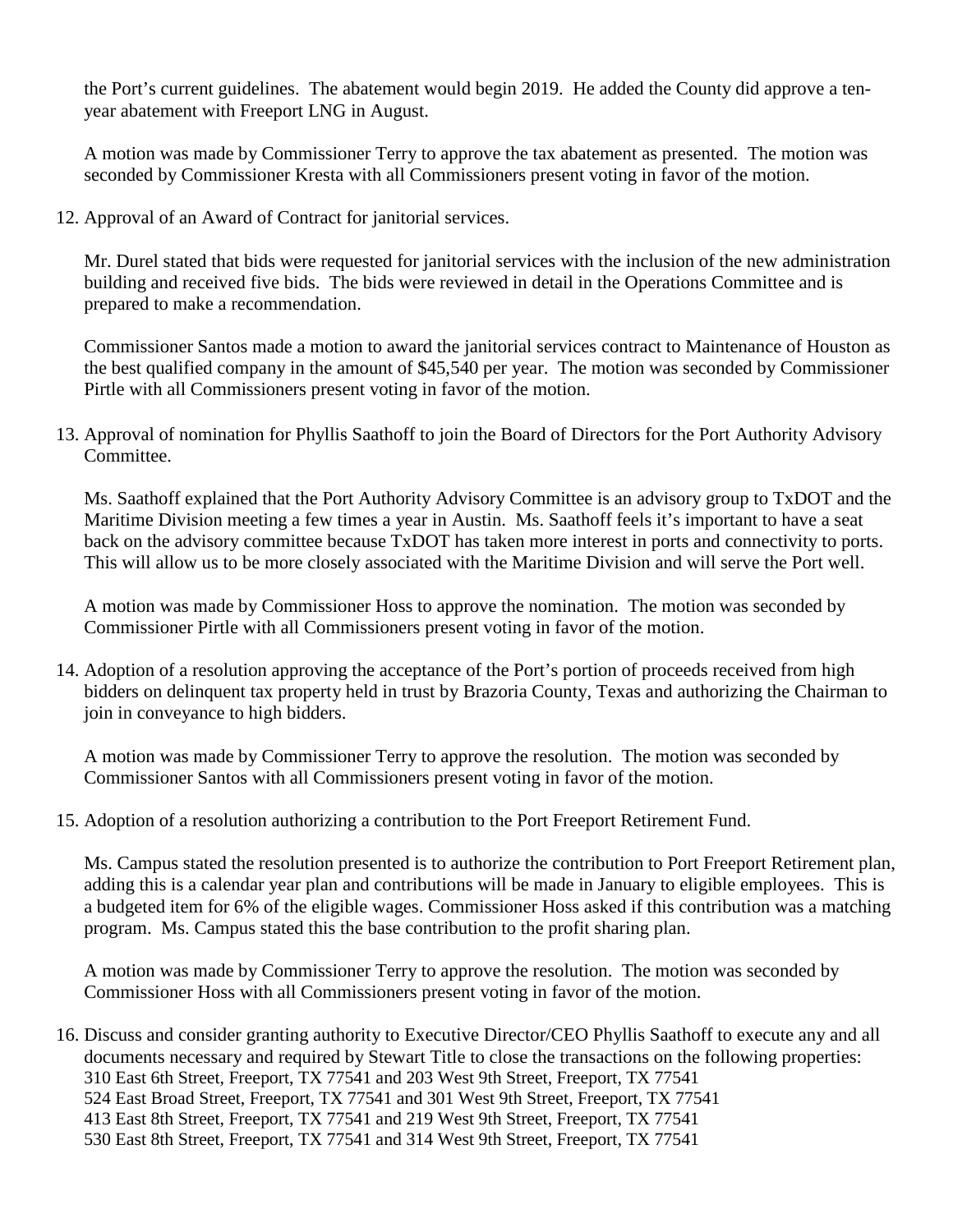the Port's current guidelines. The abatement would begin 2019. He added the County did approve a ten-year abatement with Freeport LNG in August.

A motion was made by Commissioner Terry to approve the tax abatement as presented. The motion was seconded by Commissioner Kresta with all Commissioners present voting in favor of the motion.

12. Approval of an Award of Contract for janitorial services.

Mr. Durel stated that bids were requested for janitorial services with the inclusion of the new administration building and received five bids. The bids were reviewed in detail in the Operations Committee and is prepared to make a recommendation.

Commissioner Santos made a motion to award the janitorial services contract to Maintenance of Houston as the best qualified company in the amount of $45,540 per year. The motion was seconded by Commissioner Pirtle with all Commissioners present voting in favor of the motion.

13. Approval of nomination for Phyllis Saathoff to join the Board of Directors for the Port Authority Advisory Committee.

Ms. Saathoff explained that the Port Authority Advisory Committee is an advisory group to TxDOT and the Maritime Division meeting a few times a year in Austin. Ms. Saathoff feels it's important to have a seat back on the advisory committee because TxDOT has taken more interest in ports and connectivity to ports. This will allow us to be more closely associated with the Maritime Division and will serve the Port well.

A motion was made by Commissioner Hoss to approve the nomination. The motion was seconded by Commissioner Pirtle with all Commissioners present voting in favor of the motion.

14. Adoption of a resolution approving the acceptance of the Port's portion of proceeds received from high bidders on delinquent tax property held in trust by Brazoria County, Texas and authorizing the Chairman to join in conveyance to high bidders.

A motion was made by Commissioner Terry to approve the resolution. The motion was seconded by Commissioner Santos with all Commissioners present voting in favor of the motion.

15. Adoption of a resolution authorizing a contribution to the Port Freeport Retirement Fund.

Ms. Campus stated the resolution presented is to authorize the contribution to Port Freeport Retirement plan, adding this is a calendar year plan and contributions will be made in January to eligible employees. This is a budgeted item for 6% of the eligible wages. Commissioner Hoss asked if this contribution was a matching program. Ms. Campus stated this the base contribution to the profit sharing plan.

A motion was made by Commissioner Terry to approve the resolution. The motion was seconded by Commissioner Hoss with all Commissioners present voting in favor of the motion.

16. Discuss and consider granting authority to Executive Director/CEO Phyllis Saathoff to execute any and all documents necessary and required by Stewart Title to close the transactions on the following properties:
310 East 6th Street, Freeport, TX 77541 and 203 West 9th Street, Freeport, TX 77541
524 East Broad Street, Freeport, TX 77541 and 301 West 9th Street, Freeport, TX 77541
413 East 8th Street, Freeport, TX 77541 and 219 West 9th Street, Freeport, TX 77541
530 East 8th Street, Freeport, TX 77541 and 314 West 9th Street, Freeport, TX 77541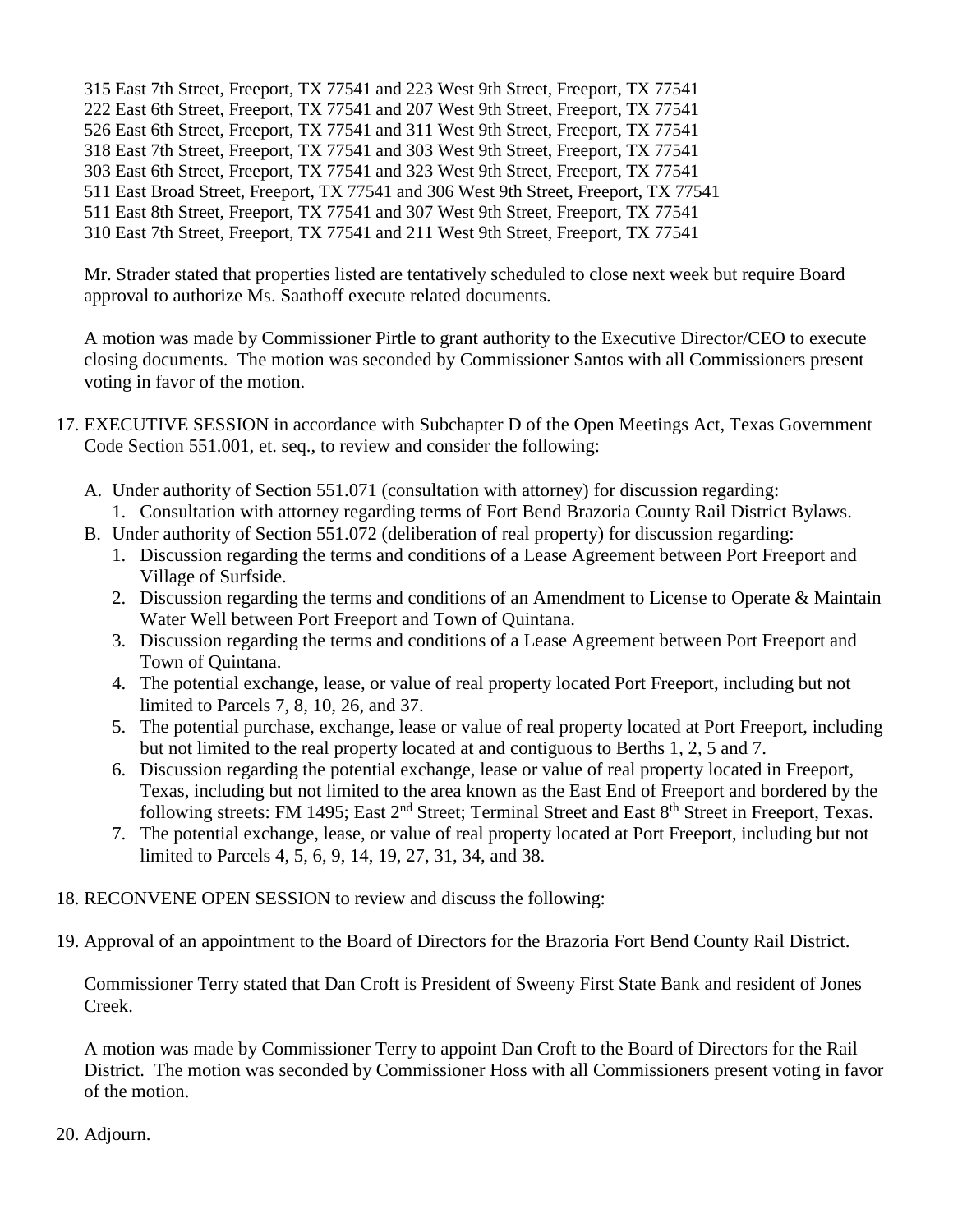315 East 7th Street, Freeport, TX 77541 and 223 West 9th Street, Freeport, TX 77541
222 East 6th Street, Freeport, TX 77541 and 207 West 9th Street, Freeport, TX 77541
526 East 6th Street, Freeport, TX 77541 and 311 West 9th Street, Freeport, TX 77541
318 East 7th Street, Freeport, TX 77541 and 303 West 9th Street, Freeport, TX 77541
303 East 6th Street, Freeport, TX 77541 and 323 West 9th Street, Freeport, TX 77541
511 East Broad Street, Freeport, TX 77541 and 306 West 9th Street, Freeport, TX 77541
511 East 8th Street, Freeport, TX 77541 and 307 West 9th Street, Freeport, TX 77541
310 East 7th Street, Freeport, TX 77541 and 211 West 9th Street, Freeport, TX 77541

Mr. Strader stated that properties listed are tentatively scheduled to close next week but require Board approval to authorize Ms. Saathoff execute related documents.

A motion was made by Commissioner Pirtle to grant authority to the Executive Director/CEO to execute closing documents. The motion was seconded by Commissioner Santos with all Commissioners present voting in favor of the motion.

17. EXECUTIVE SESSION in accordance with Subchapter D of the Open Meetings Act, Texas Government Code Section 551.001, et. seq., to review and consider the following:

    A. Under authority of Section 551.071 (consultation with attorney) for discussion regarding:
       1. Consultation with attorney regarding terms of Fort Bend Brazoria County Rail District Bylaws.
    B. Under authority of Section 551.072 (deliberation of real property) for discussion regarding:
       1. Discussion regarding the terms and conditions of a Lease Agreement between Port Freeport and Village of Surfside.
       2. Discussion regarding the terms and conditions of an Amendment to License to Operate & Maintain Water Well between Port Freeport and Town of Quintana.
       3. Discussion regarding the terms and conditions of a Lease Agreement between Port Freeport and Town of Quintana.
       4. The potential exchange, lease, or value of real property located Port Freeport, including but not limited to Parcels 7, 8, 10, 26, and 37.
       5. The potential purchase, exchange, lease or value of real property located at Port Freeport, including but not limited to the real property located at and contiguous to Berths 1, 2, 5 and 7.
       6. Discussion regarding the potential exchange, lease or value of real property located in Freeport, Texas, including but not limited to the area known as the East End of Freeport and bordered by the following streets: FM 1495; East 2nd Street; Terminal Street and East 8th Street in Freeport, Texas.
       7. The potential exchange, lease, or value of real property located at Port Freeport, including but not limited to Parcels 4, 5, 6, 9, 14, 19, 27, 31, 34, and 38.

18. RECONVENE OPEN SESSION to review and discuss the following:

19. Approval of an appointment to the Board of Directors for the Brazoria Fort Bend County Rail District.

    Commissioner Terry stated that Dan Croft is President of Sweeny First State Bank and resident of Jones Creek.

    A motion was made by Commissioner Terry to appoint Dan Croft to the Board of Directors for the Rail District. The motion was seconded by Commissioner Hoss with all Commissioners present voting in favor of the motion.

20. Adjourn.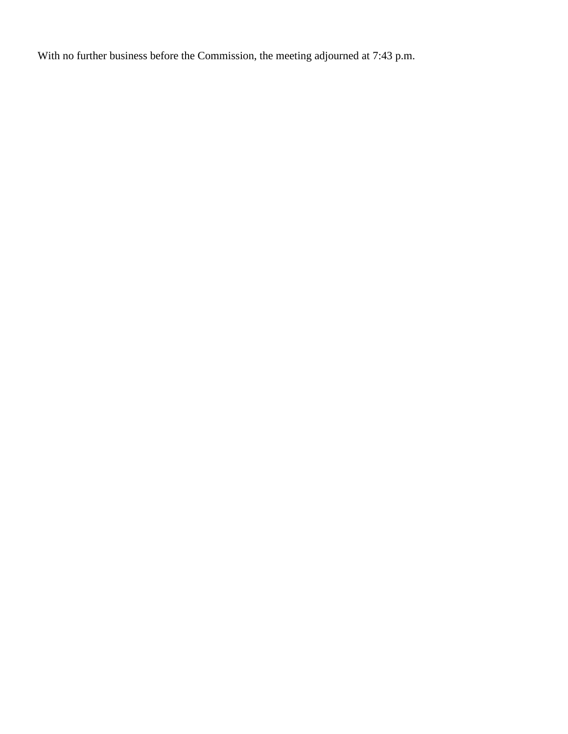With no further business before the Commission, the meeting adjourned at 7:43 p.m.